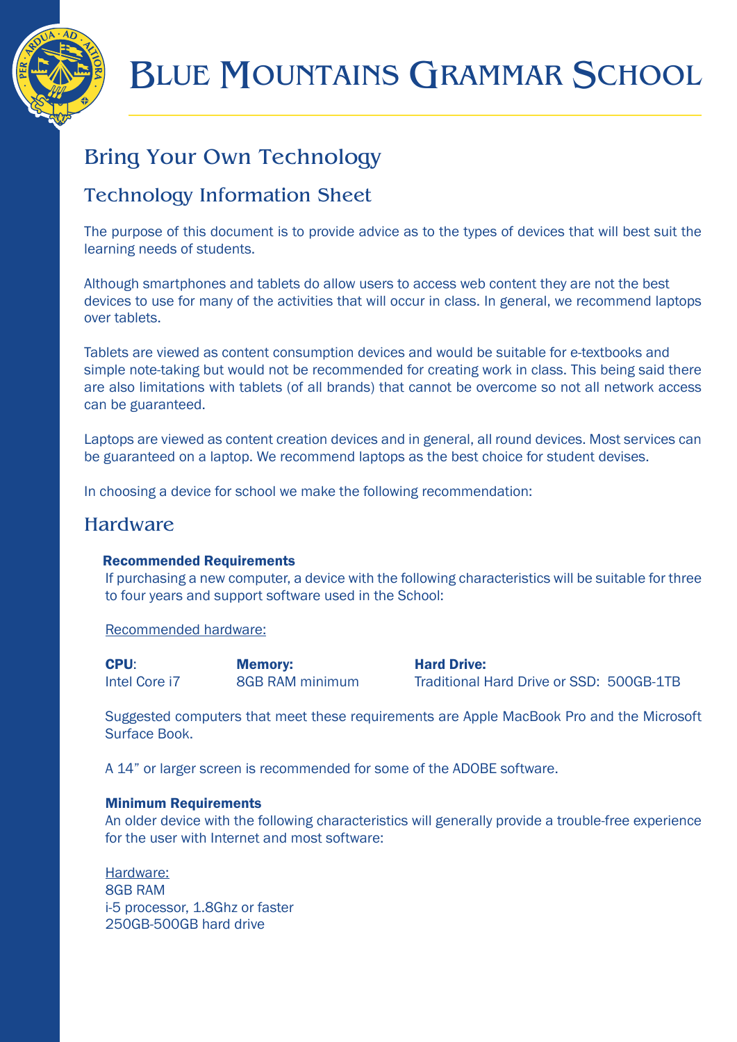# Blue Mountains Grammar School

## Bring Your Own Technology

## Technology Information Sheet

The purpose of this document is to provide advice as to the types of devices that will best suit the learning needs of students.

Although smartphones and tablets do allow users to access web content they are not the best devices to use for many of the activities that will occur in class. In general, we recommend laptops over tablets.

Tablets are viewed as content consumption devices and would be suitable for e-textbooks and simple note-taking but would not be recommended for creating work in class. This being said there are also limitations with tablets (of all brands) that cannot be overcome so not all network access can be guaranteed.

Laptops are viewed as content creation devices and in general, all round devices. Most services can be guaranteed on a laptop. We recommend laptops as the best choice for student devises.

In choosing a device for school we make the following recommendation:

## Hardware

**Recommended Requirements**

If purchasing a new computer, a device with the following characteristics will be suitable for three to four years and support software used in the School:

Recommended hardware:

| **CPU**: | **Memory:** | **Hard Drive:** |
|---|---|---|
| Intel Core i7 | 8GB RAM minimum | Traditional Hard Drive or SSD: 500GB-1TB |

Suggested computers that meet these requirements are Apple MacBook Pro and the Microsoft Surface Book.

A 14" or larger screen is recommended for some of the ADOBE software.

**Minimum Requirements**

An older device with the following characteristics will generally provide a trouble-free experience for the user with Internet and most software:

Hardware:
8GB RAM
i-5 processor, 1.8Ghz or faster
250GB-500GB hard drive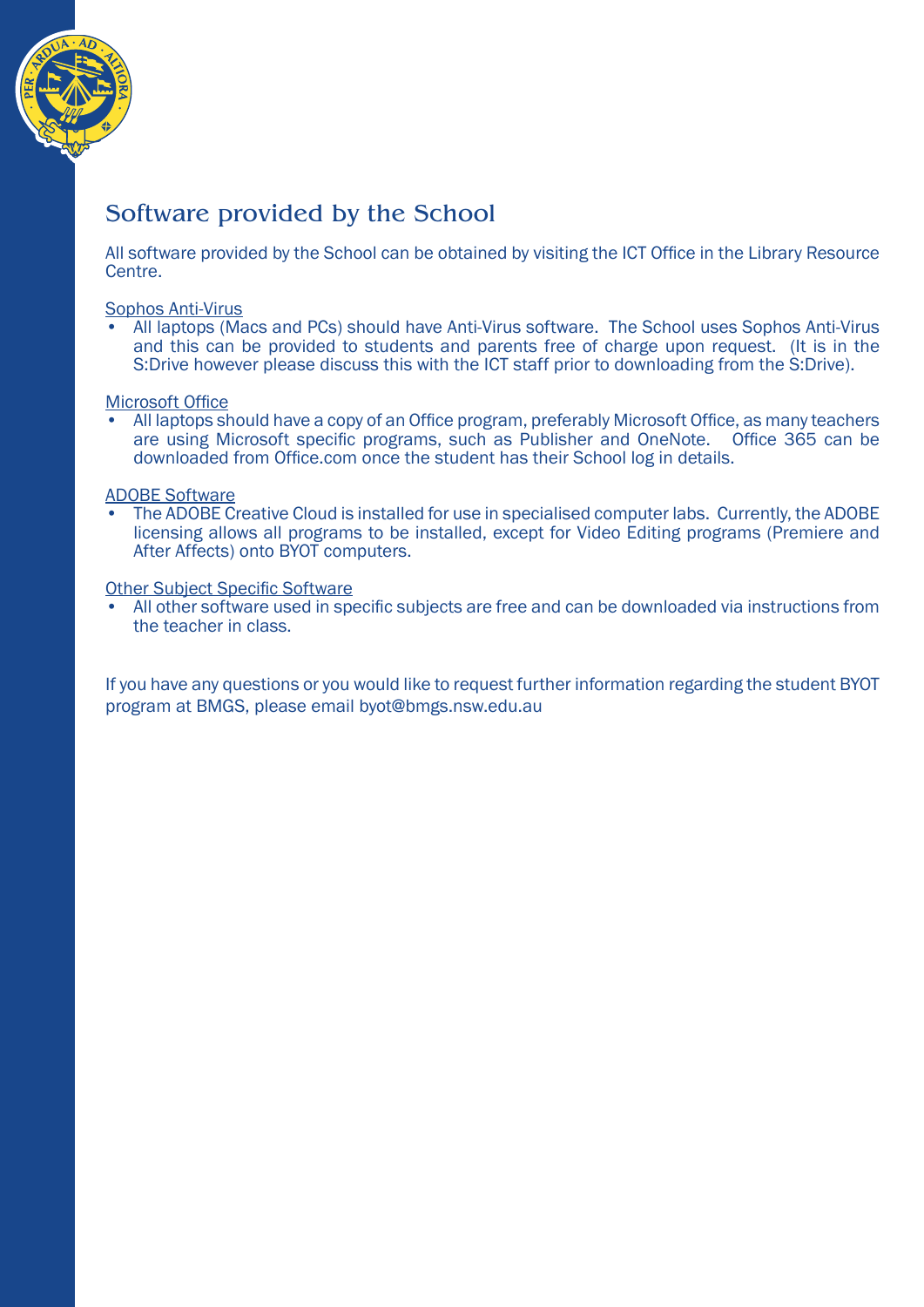## Software provided by the School

All software provided by the School can be obtained by visiting the ICT Office in the Library Resource Centre.

Sophos Anti-Virus

- All laptops (Macs and PCs) should have Anti-Virus software. The School uses Sophos Anti-Virus and this can be provided to students and parents free of charge upon request. (It is in the S:Drive however please discuss this with the ICT staff prior to downloading from the S:Drive).

Microsoft Office

- All laptops should have a copy of an Office program, preferably Microsoft Office, as many teachers are using Microsoft specific programs, such as Publisher and OneNote. Office 365 can be downloaded from Office.com once the student has their School log in details.

ADOBE Software

- The ADOBE Creative Cloud is installed for use in specialised computer labs. Currently, the ADOBE licensing allows all programs to be installed, except for Video Editing programs (Premiere and After Affects) onto BYOT computers.

Other Subject Specific Software

- All other software used in specific subjects are free and can be downloaded via instructions from the teacher in class.

If you have any questions or you would like to request further information regarding the student BYOT program at BMGS, please email byot@bmgs.nsw.edu.au